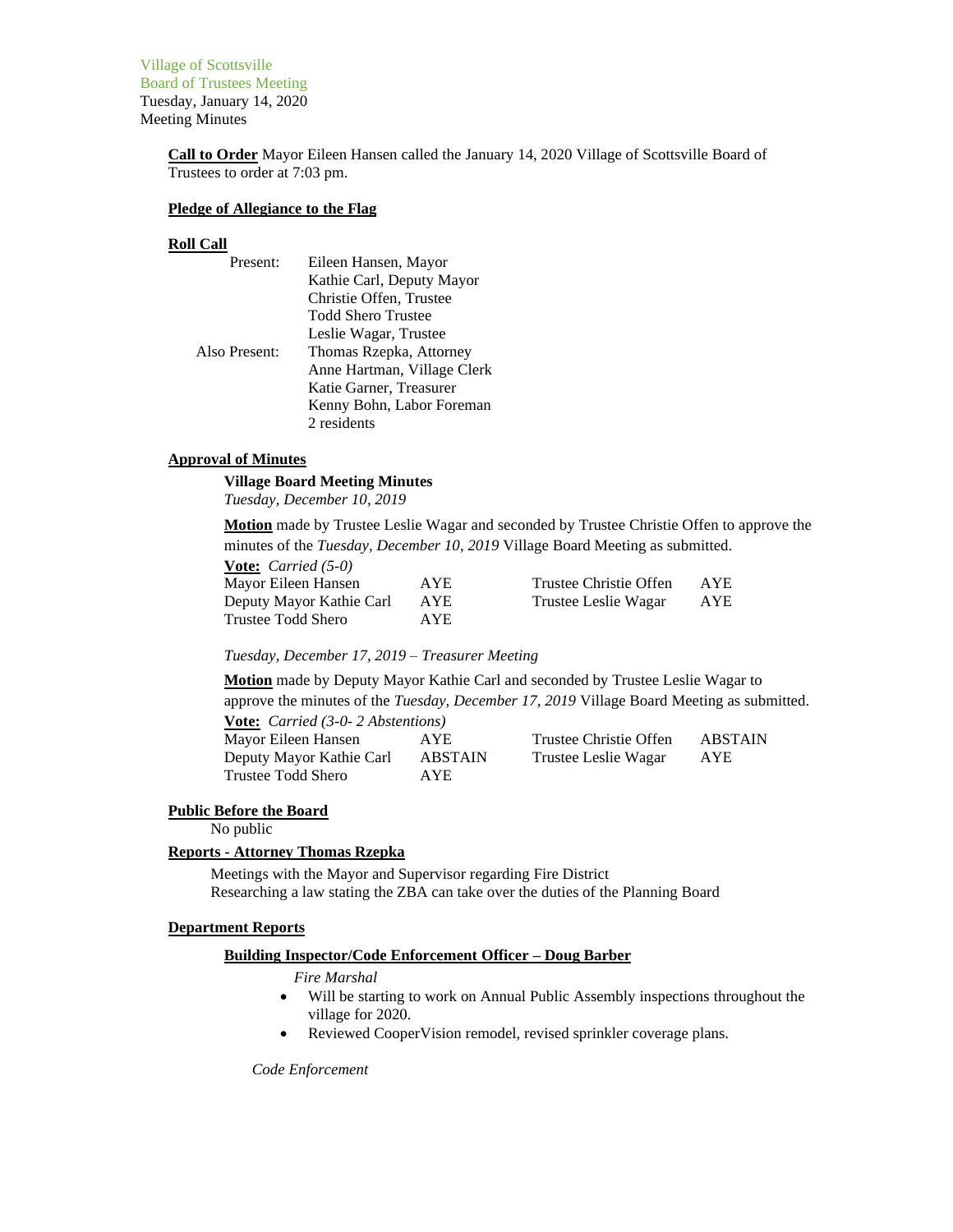Village of Scottsville
Board of Trustees Meeting
Tuesday, January 14, 2020
Meeting Minutes

**Call to Order** Mayor Eileen Hansen called the January 14, 2020 Village of Scottsville Board of Trustees to order at 7:03 pm.

**Pledge of Allegiance to the Flag**

**Roll Call**

| | |
|---|---|
| Present: | Eileen Hansen, Mayor |
| | Kathie Carl, Deputy Mayor |
| | Christie Offen, Trustee |
| | Todd Shero Trustee |
| | Leslie Wagar, Trustee |
| Also Present: | Thomas Rzepka, Attorney |
| | Anne Hartman, Village Clerk |
| | Katie Garner, Treasurer |
| | Kenny Bohn, Labor Foreman |
| | 2 residents |

**Approval of Minutes**

**Village Board Meeting Minutes**
*Tuesday, December 10, 2019*

**Motion** made by Trustee Leslie Wagar and seconded by Trustee Christie Offen to approve the minutes of the *Tuesday, December 10, 2019* Village Board Meeting as submitted.

**Vote:** *Carried (5-0)*

| | | | |
|---|---|---|---|
| Mayor Eileen Hansen | AYE | Trustee Christie Offen | AYE |
| Deputy Mayor Kathie Carl | AYE | Trustee Leslie Wagar | AYE |
| Trustee Todd Shero | AYE | | |

*Tuesday, December 17, 2019 – Treasurer Meeting*

**Motion** made by Deputy Mayor Kathie Carl and seconded by Trustee Leslie Wagar to approve the minutes of the *Tuesday, December 17, 2019* Village Board Meeting as submitted.

**Vote:** *Carried (3-0- 2 Abstentions)*

| | | | |
|---|---|---|---|
| Mayor Eileen Hansen | AYE | Trustee Christie Offen | ABSTAIN |
| Deputy Mayor Kathie Carl | ABSTAIN | Trustee Leslie Wagar | AYE |
| Trustee Todd Shero | AYE | | |

**Public Before the Board**

No public

**Reports - Attorney Thomas Rzepka**

Meetings with the Mayor and Supervisor regarding Fire District
Researching a law stating the ZBA can take over the duties of the Planning Board

**Department Reports**

**Building Inspector/Code Enforcement Officer – Doug Barber**

*Fire Marshal*

- Will be starting to work on Annual Public Assembly inspections throughout the village for 2020.
- Reviewed CooperVision remodel, revised sprinkler coverage plans.

*Code Enforcement*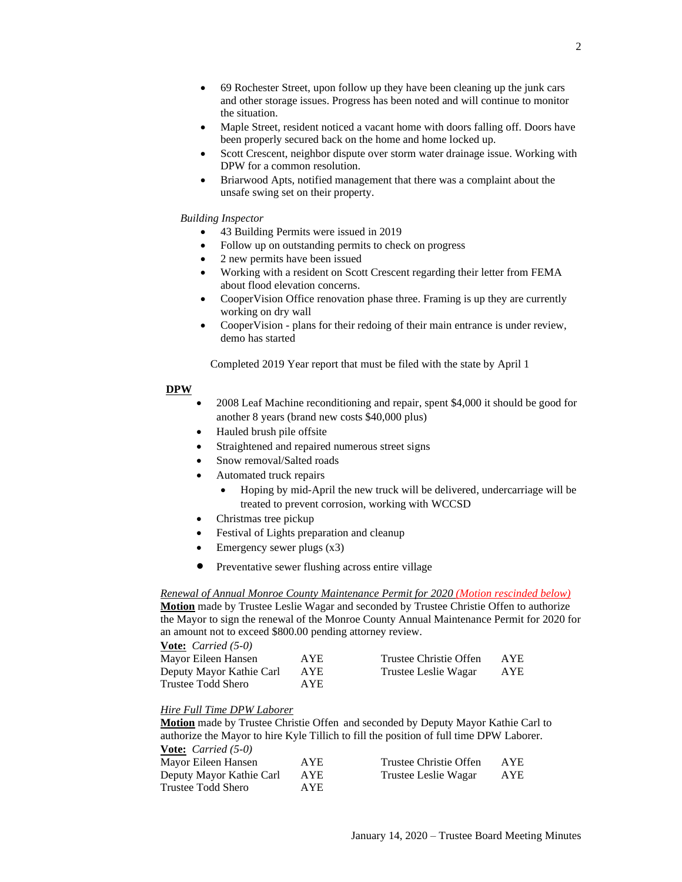- 69 Rochester Street, upon follow up they have been cleaning up the junk cars and other storage issues. Progress has been noted and will continue to monitor the situation.
- Maple Street, resident noticed a vacant home with doors falling off. Doors have been properly secured back on the home and home locked up.
- Scott Crescent, neighbor dispute over storm water drainage issue. Working with DPW for a common resolution.
- Briarwood Apts, notified management that there was a complaint about the unsafe swing set on their property.

*Building Inspector*

- 43 Building Permits were issued in 2019
- Follow up on outstanding permits to check on progress
- 2 new permits have been issued
- Working with a resident on Scott Crescent regarding their letter from FEMA about flood elevation concerns.
- CooperVision Office renovation phase three. Framing is up they are currently working on dry wall
- CooperVision - plans for their redoing of their main entrance is under review, demo has started

Completed 2019 Year report that must be filed with the state by April 1

**DPW**

- 2008 Leaf Machine reconditioning and repair, spent $4,000 it should be good for another 8 years (brand new costs $40,000 plus)
- Hauled brush pile offsite
- Straightened and repaired numerous street signs
- Snow removal/Salted roads
- Automated truck repairs
  - Hoping by mid-April the new truck will be delivered, undercarriage will be treated to prevent corrosion, working with WCCSD
- Christmas tree pickup
- Festival of Lights preparation and cleanup
- Emergency sewer plugs (x3)
- Preventative sewer flushing across entire village

*Renewal of Annual Monroe County Maintenance Permit for 2020* *(Motion rescinded below)*
**Motion** made by Trustee Leslie Wagar and seconded by Trustee Christie Offen to authorize the Mayor to sign the renewal of the Monroe County Annual Maintenance Permit for 2020 for an amount not to exceed $800.00 pending attorney review.
**Vote:** *Carried (5-0)*

| | | | |
|---|---|---|---|
| Mayor Eileen Hansen | AYE | Trustee Christie Offen | AYE |
| Deputy Mayor Kathie Carl | AYE | Trustee Leslie Wagar | AYE |
| Trustee Todd Shero | AYE | | |

*Hire Full Time DPW Laborer*
**Motion** made by Trustee Christie Offen and seconded by Deputy Mayor Kathie Carl to authorize the Mayor to hire Kyle Tillich to fill the position of full time DPW Laborer.
**Vote:** *Carried (5-0)*

| | | | |
|---|---|---|---|
| Mayor Eileen Hansen | AYE | Trustee Christie Offen | AYE |
| Deputy Mayor Kathie Carl | AYE | Trustee Leslie Wagar | AYE |
| Trustee Todd Shero | AYE | | |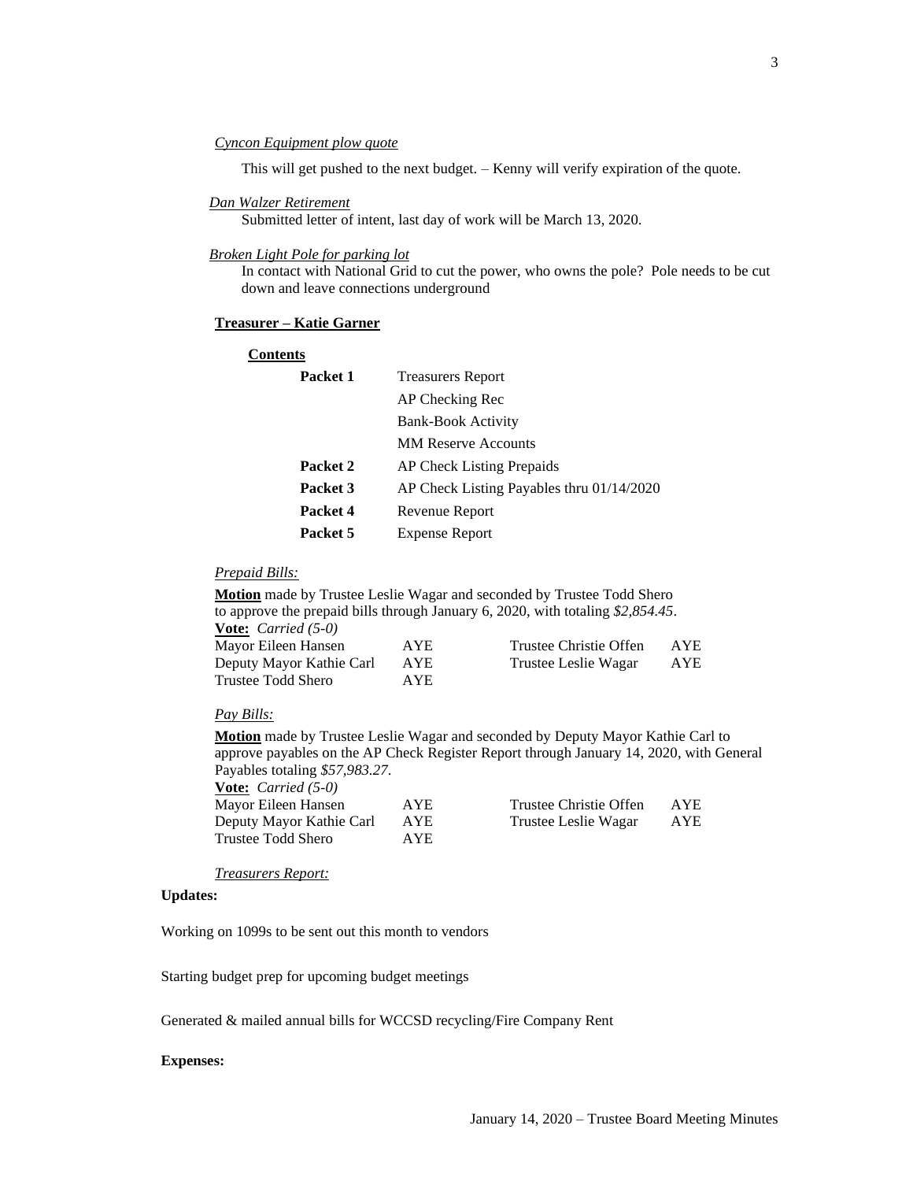*Cyncon Equipment plow quote*

This will get pushed to the next budget. – Kenny will verify expiration of the quote.

*Dan Walzer Retirement*

Submitted letter of intent, last day of work will be March 13, 2020.

*Broken Light Pole for parking lot*

In contact with National Grid to cut the power, who owns the pole? Pole needs to be cut down and leave connections underground

**Treasurer – Katie Garner**

**Contents**

| | |
|---|---|
| **Packet 1** | Treasurers Report |
| | AP Checking Rec |
| | Bank-Book Activity |
| | MM Reserve Accounts |
| **Packet 2** | AP Check Listing Prepaids |
| **Packet 3** | AP Check Listing Payables thru 01/14/2020 |
| **Packet 4** | Revenue Report |
| **Packet 5** | Expense Report |

*Prepaid Bills:*

**Motion** made by Trustee Leslie Wagar and seconded by Trustee Todd Shero to approve the prepaid bills through January 6, 2020, with totaling *$2,854.45*.

**Vote:** *Carried (5-0)*

| | | | |
|---|---|---|---|
| Mayor Eileen Hansen | AYE | Trustee Christie Offen | AYE |
| Deputy Mayor Kathie Carl | AYE | Trustee Leslie Wagar | AYE |
| Trustee Todd Shero | AYE | | |

*Pay Bills:*

**Motion** made by Trustee Leslie Wagar and seconded by Deputy Mayor Kathie Carl to approve payables on the AP Check Register Report through January 14, 2020, with General Payables totaling *$57,983.27*.

**Vote:** *Carried (5-0)*

| | | | |
|---|---|---|---|
| Mayor Eileen Hansen | AYE | Trustee Christie Offen | AYE |
| Deputy Mayor Kathie Carl | AYE | Trustee Leslie Wagar | AYE |
| Trustee Todd Shero | AYE | | |

*Treasurers Report:*

**Updates:**

Working on 1099s to be sent out this month to vendors

Starting budget prep for upcoming budget meetings

Generated & mailed annual bills for WCCSD recycling/Fire Company Rent

**Expenses:**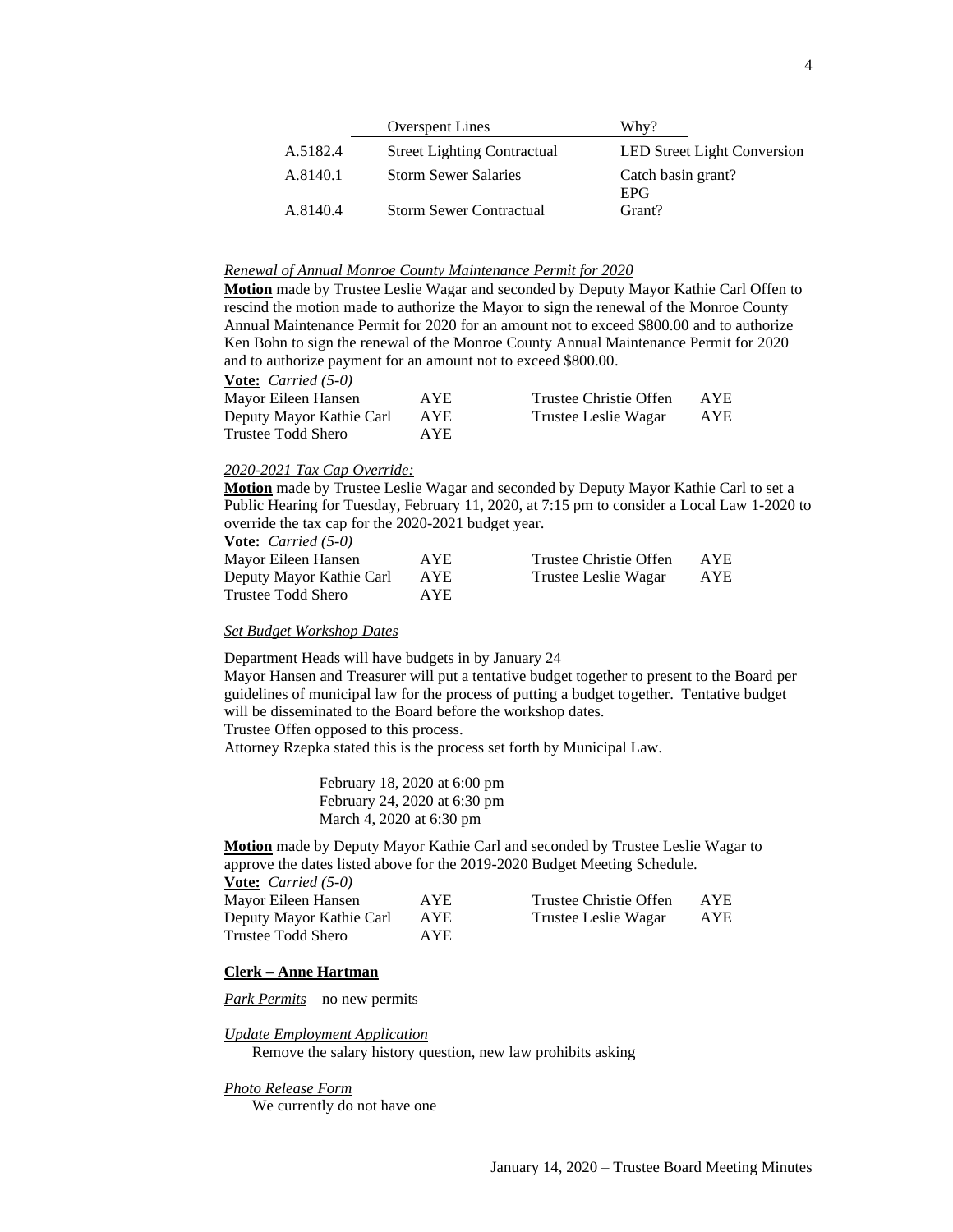| | Overspent Lines | Why? |
|---|---|---|
| A.5182.4 | Street Lighting Contractual | LED Street Light Conversion |
| A.8140.1 | Storm Sewer Salaries | Catch basin grant? |
| A.8140.4 | Storm Sewer Contractual | EPG Grant? |

*Renewal of Annual Monroe County Maintenance Permit for 2020*

**Motion** made by Trustee Leslie Wagar and seconded by Deputy Mayor Kathie Carl Offen to rescind the motion made to authorize the Mayor to sign the renewal of the Monroe County Annual Maintenance Permit for 2020 for an amount not to exceed $800.00 and to authorize Ken Bohn to sign the renewal of the Monroe County Annual Maintenance Permit for 2020 and to authorize payment for an amount not to exceed $800.00.

**Vote:** *Carried (5-0)*

| | | | |
|---|---|---|---|
| Mayor Eileen Hansen | AYE | Trustee Christie Offen | AYE |
| Deputy Mayor Kathie Carl | AYE | Trustee Leslie Wagar | AYE |
| Trustee Todd Shero | AYE | | |

*2020-2021 Tax Cap Override:*

**Motion** made by Trustee Leslie Wagar and seconded by Deputy Mayor Kathie Carl to set a Public Hearing for Tuesday, February 11, 2020, at 7:15 pm to consider a Local Law 1-2020 to override the tax cap for the 2020-2021 budget year.

**Vote:** *Carried (5-0)*

| | | | |
|---|---|---|---|
| Mayor Eileen Hansen | AYE | Trustee Christie Offen | AYE |
| Deputy Mayor Kathie Carl | AYE | Trustee Leslie Wagar | AYE |
| Trustee Todd Shero | AYE | | |

*Set Budget Workshop Dates*

Department Heads will have budgets in by January 24
Mayor Hansen and Treasurer will put a tentative budget together to present to the Board per guidelines of municipal law for the process of putting a budget together. Tentative budget will be disseminated to the Board before the workshop dates.
Trustee Offen opposed to this process.
Attorney Rzepka stated this is the process set forth by Municipal Law.

February 18, 2020 at 6:00 pm
February 24, 2020 at 6:30 pm
March 4, 2020 at 6:30 pm

**Motion** made by Deputy Mayor Kathie Carl and seconded by Trustee Leslie Wagar to approve the dates listed above for the 2019-2020 Budget Meeting Schedule.

**Vote:** *Carried (5-0)*

| | | | |
|---|---|---|---|
| Mayor Eileen Hansen | AYE | Trustee Christie Offen | AYE |
| Deputy Mayor Kathie Carl | AYE | Trustee Leslie Wagar | AYE |
| Trustee Todd Shero | AYE | | |

**Clerk – Anne Hartman**

*Park Permits* – no new permits

*Update Employment Application*

Remove the salary history question, new law prohibits asking

*Photo Release Form*

We currently do not have one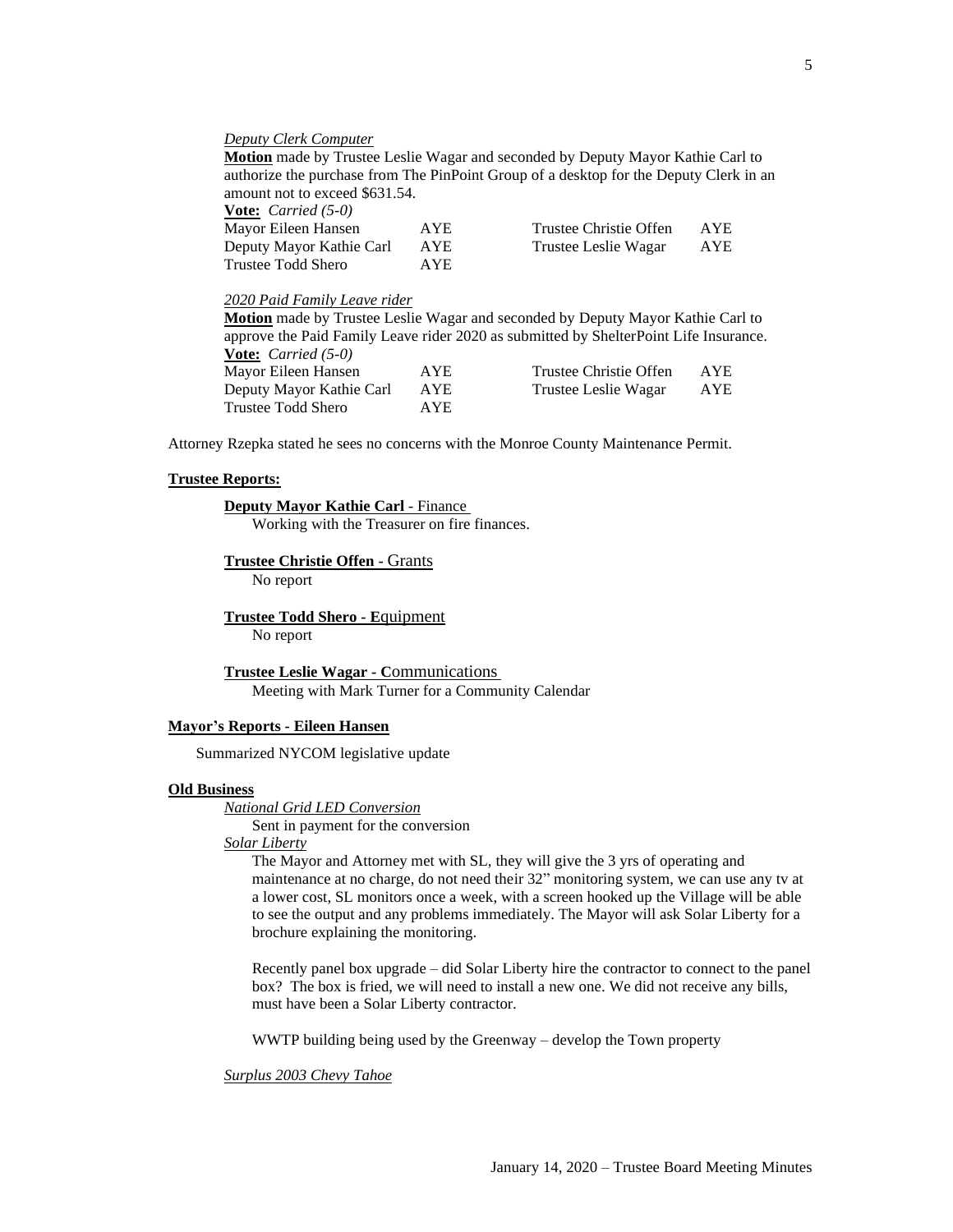*Deputy Clerk Computer*

**Motion** made by Trustee Leslie Wagar and seconded by Deputy Mayor Kathie Carl to authorize the purchase from The PinPoint Group of a desktop for the Deputy Clerk in an amount not to exceed $631.54.

**Vote:** *Carried (5-0)*

| | | | |
|---|---|---|---|
| Mayor Eileen Hansen | AYE | Trustee Christie Offen | AYE |
| Deputy Mayor Kathie Carl | AYE | Trustee Leslie Wagar | AYE |
| Trustee Todd Shero | AYE | | |

*2020 Paid Family Leave rider*

**Motion** made by Trustee Leslie Wagar and seconded by Deputy Mayor Kathie Carl to approve the Paid Family Leave rider 2020 as submitted by ShelterPoint Life Insurance.

**Vote:** *Carried (5-0)*

| | | | |
|---|---|---|---|
| Mayor Eileen Hansen | AYE | Trustee Christie Offen | AYE |
| Deputy Mayor Kathie Carl | AYE | Trustee Leslie Wagar | AYE |
| Trustee Todd Shero | AYE | | |

Attorney Rzepka stated he sees no concerns with the Monroe County Maintenance Permit.

**Trustee Reports:**

**Deputy Mayor Kathie Carl** - Finance
Working with the Treasurer on fire finances.

**Trustee Christie Offen** - Grants
No report

**Trustee Todd Shero - E**quipment
No report

**Trustee Leslie Wagar - C**ommunications
Meeting with Mark Turner for a Community Calendar

**Mayor's Reports - Eileen Hansen**

Summarized NYCOM legislative update

**Old Business**

*National Grid LED Conversion*
Sent in payment for the conversion

*Solar Liberty*
The Mayor and Attorney met with SL, they will give the 3 yrs of operating and maintenance at no charge, do not need their 32" monitoring system, we can use any tv at a lower cost, SL monitors once a week, with a screen hooked up the Village will be able to see the output and any problems immediately. The Mayor will ask Solar Liberty for a brochure explaining the monitoring.

Recently panel box upgrade – did Solar Liberty hire the contractor to connect to the panel box? The box is fried, we will need to install a new one. We did not receive any bills, must have been a Solar Liberty contractor.

WWTP building being used by the Greenway – develop the Town property

*Surplus 2003 Chevy Tahoe*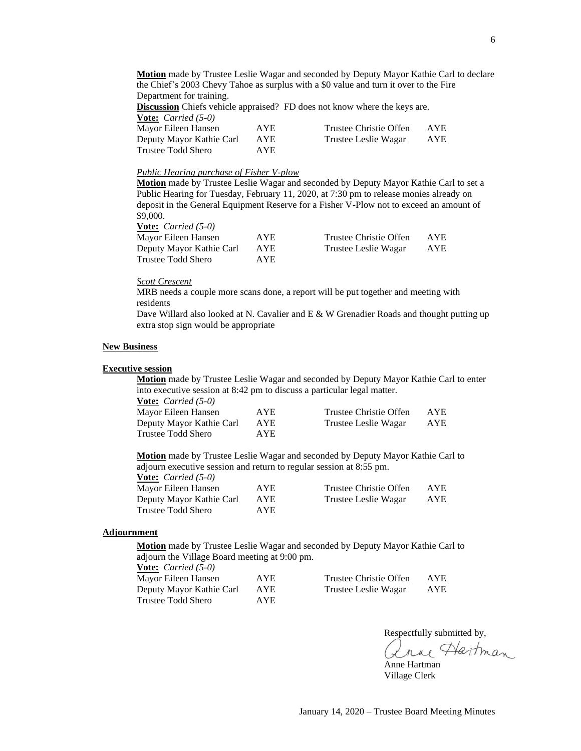**Motion** made by Trustee Leslie Wagar and seconded by Deputy Mayor Kathie Carl to declare the Chief's 2003 Chevy Tahoe as surplus with a $0 value and turn it over to the Fire Department for training.

**Discussion** Chiefs vehicle appraised? FD does not know where the keys are.

**Vote:** *Carried (5-0)*

| | | | |
|---|---|---|---|
| Mayor Eileen Hansen | AYE | Trustee Christie Offen | AYE |
| Deputy Mayor Kathie Carl | AYE | Trustee Leslie Wagar | AYE |
| Trustee Todd Shero | AYE | | |

*Public Hearing purchase of Fisher V-plow*

**Motion** made by Trustee Leslie Wagar and seconded by Deputy Mayor Kathie Carl to set a Public Hearing for Tuesday, February 11, 2020, at 7:30 pm to release monies already on deposit in the General Equipment Reserve for a Fisher V-Plow not to exceed an amount of $9,000.

**Vote:** *Carried (5-0)*

| | | | |
|---|---|---|---|
| Mayor Eileen Hansen | AYE | Trustee Christie Offen | AYE |
| Deputy Mayor Kathie Carl | AYE | Trustee Leslie Wagar | AYE |
| Trustee Todd Shero | AYE | | |

*Scott Crescent*

MRB needs a couple more scans done, a report will be put together and meeting with residents

Dave Willard also looked at N. Cavalier and E & W Grenadier Roads and thought putting up extra stop sign would be appropriate

## New Business

## Executive session

**Motion** made by Trustee Leslie Wagar and seconded by Deputy Mayor Kathie Carl to enter into executive session at 8:42 pm to discuss a particular legal matter.

**Vote:** *Carried (5-0)*

| | | | |
|---|---|---|---|
| Mayor Eileen Hansen | AYE | Trustee Christie Offen | AYE |
| Deputy Mayor Kathie Carl | AYE | Trustee Leslie Wagar | AYE |
| Trustee Todd Shero | AYE | | |

**Motion** made by Trustee Leslie Wagar and seconded by Deputy Mayor Kathie Carl to adjourn executive session and return to regular session at 8:55 pm.

**Vote:** *Carried (5-0)*

| | | | |
|---|---|---|---|
| Mayor Eileen Hansen | AYE | Trustee Christie Offen | AYE |
| Deputy Mayor Kathie Carl | AYE | Trustee Leslie Wagar | AYE |
| Trustee Todd Shero | AYE | | |

## Adjournment

**Motion** made by Trustee Leslie Wagar and seconded by Deputy Mayor Kathie Carl to adjourn the Village Board meeting at 9:00 pm.

**Vote:** *Carried (5-0)*

| | | | |
|---|---|---|---|
| Mayor Eileen Hansen | AYE | Trustee Christie Offen | AYE |
| Deputy Mayor Kathie Carl | AYE | Trustee Leslie Wagar | AYE |
| Trustee Todd Shero | AYE | | |

Respectfully submitted by,

Anne Hartman

Anne Hartman
Village Clerk